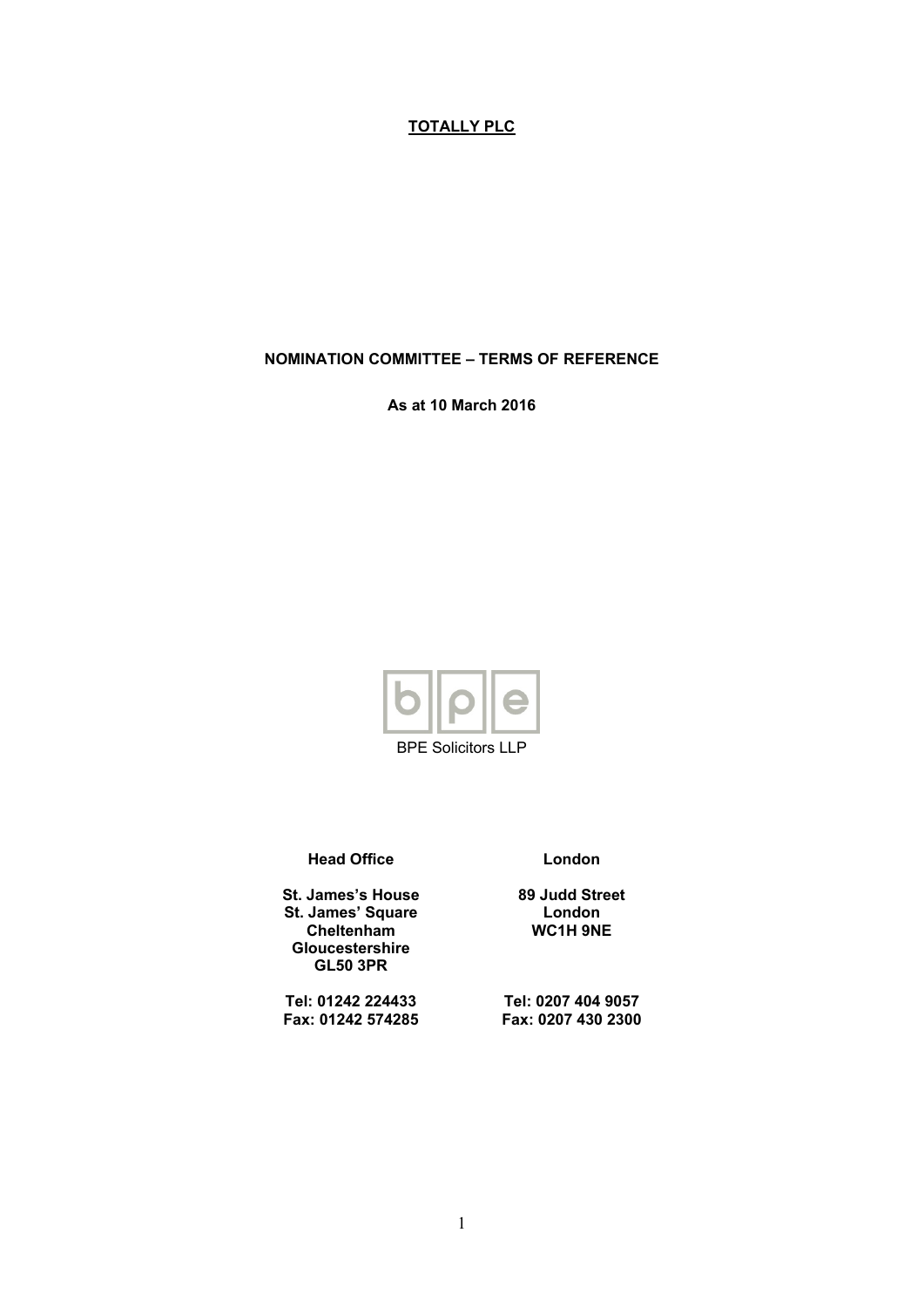**TOTALLY PLC**

**NOMINATION COMMITTEE – TERMS OF REFERENCE**

**As at 10 March 2016**

BPE Solicitors LLP

| **Head Office** | **London** |
| --- | --- |
| **St. James's House** | **89 Judd Street** |
| **St. James' Square** | **London** |
| **Cheltenham** | **WC1H 9NE** |
| **Gloucestershire** | |
| **GL50 3PR** | |
| **Tel: 01242 224433** | **Tel: 0207 404 9057** |
| **Fax: 01242 574285** | **Fax: 0207 430 2300** |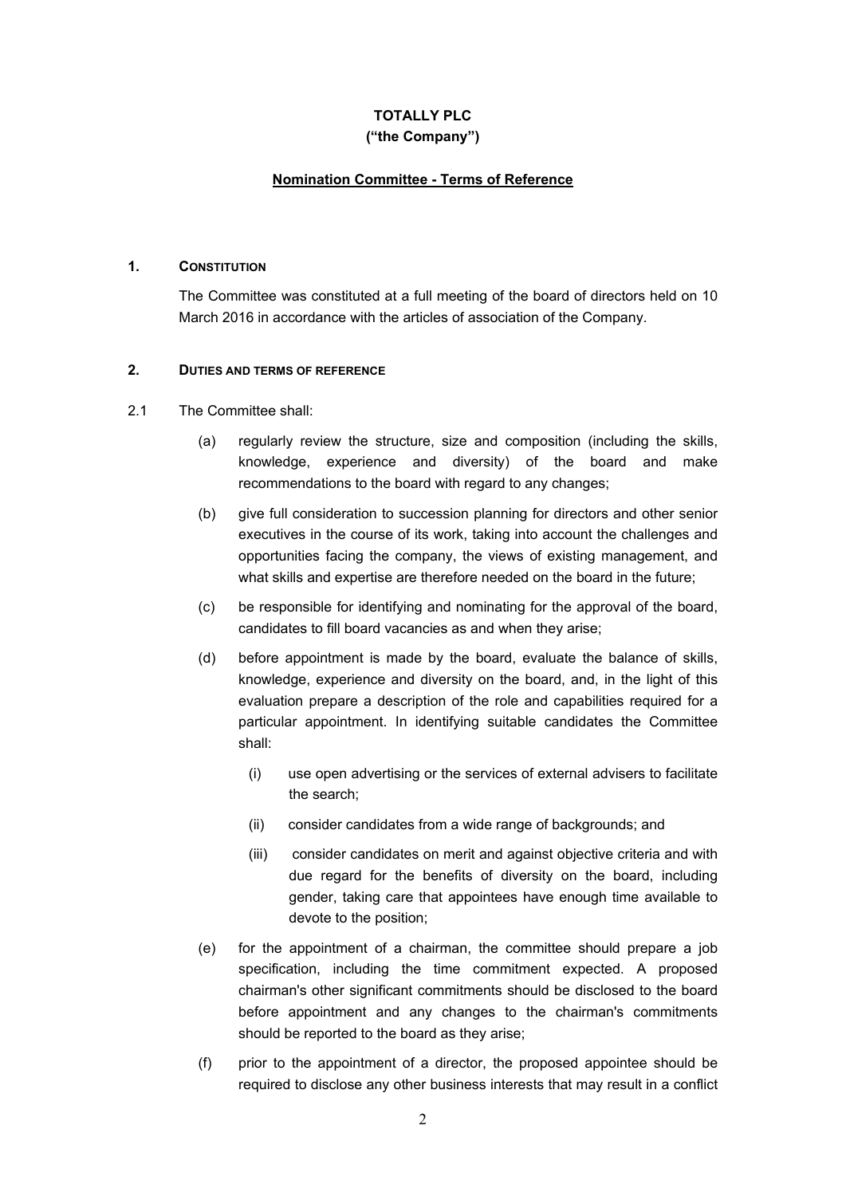**TOTALLY PLC**
**("the Company")**

**Nomination Committee - Terms of Reference**

## 1. CONSTITUTION

The Committee was constituted at a full meeting of the board of directors held on 10 March 2016 in accordance with the articles of association of the Company.

## 2. DUTIES AND TERMS OF REFERENCE

2.1 The Committee shall:

(a) regularly review the structure, size and composition (including the skills, knowledge, experience and diversity) of the board and make recommendations to the board with regard to any changes;

(b) give full consideration to succession planning for directors and other senior executives in the course of its work, taking into account the challenges and opportunities facing the company, the views of existing management, and what skills and expertise are therefore needed on the board in the future;

(c) be responsible for identifying and nominating for the approval of the board, candidates to fill board vacancies as and when they arise;

(d) before appointment is made by the board, evaluate the balance of skills, knowledge, experience and diversity on the board, and, in the light of this evaluation prepare a description of the role and capabilities required for a particular appointment. In identifying suitable candidates the Committee shall:

(i) use open advertising or the services of external advisers to facilitate the search;

(ii) consider candidates from a wide range of backgrounds; and

(iii) consider candidates on merit and against objective criteria and with due regard for the benefits of diversity on the board, including gender, taking care that appointees have enough time available to devote to the position;

(e) for the appointment of a chairman, the committee should prepare a job specification, including the time commitment expected. A proposed chairman's other significant commitments should be disclosed to the board before appointment and any changes to the chairman's commitments should be reported to the board as they arise;

(f) prior to the appointment of a director, the proposed appointee should be required to disclose any other business interests that may result in a conflict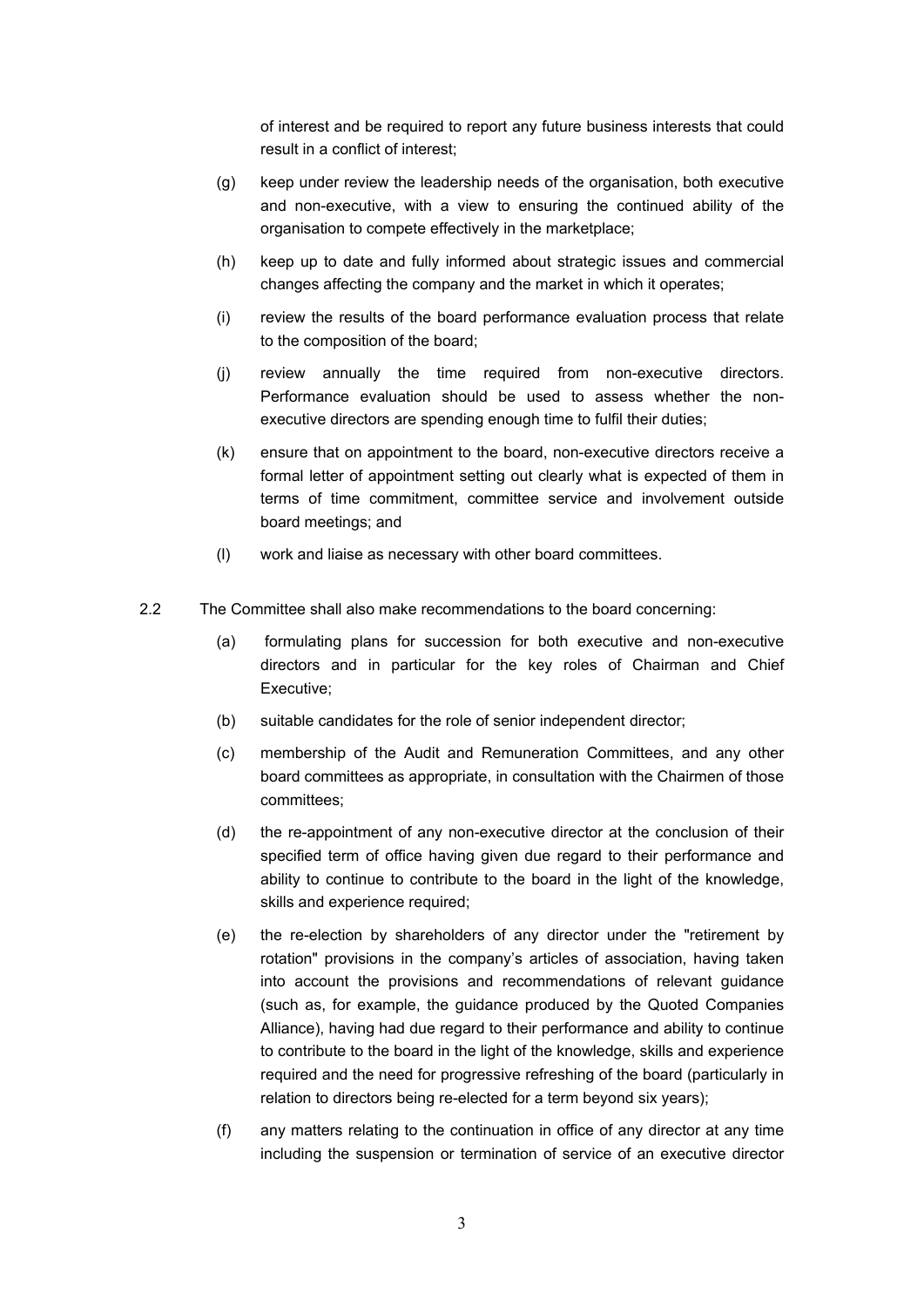of interest and be required to report any future business interests that could result in a conflict of interest;

(g) keep under review the leadership needs of the organisation, both executive and non-executive, with a view to ensuring the continued ability of the organisation to compete effectively in the marketplace;

(h) keep up to date and fully informed about strategic issues and commercial changes affecting the company and the market in which it operates;

(i) review the results of the board performance evaluation process that relate to the composition of the board;

(j) review annually the time required from non-executive directors. Performance evaluation should be used to assess whether the non-executive directors are spending enough time to fulfil their duties;

(k) ensure that on appointment to the board, non-executive directors receive a formal letter of appointment setting out clearly what is expected of them in terms of time commitment, committee service and involvement outside board meetings; and

(l) work and liaise as necessary with other board committees.

2.2 The Committee shall also make recommendations to the board concerning:

(a) formulating plans for succession for both executive and non-executive directors and in particular for the key roles of Chairman and Chief Executive;

(b) suitable candidates for the role of senior independent director;

(c) membership of the Audit and Remuneration Committees, and any other board committees as appropriate, in consultation with the Chairmen of those committees;

(d) the re-appointment of any non-executive director at the conclusion of their specified term of office having given due regard to their performance and ability to continue to contribute to the board in the light of the knowledge, skills and experience required;

(e) the re-election by shareholders of any director under the "retirement by rotation" provisions in the company's articles of association, having taken into account the provisions and recommendations of relevant guidance (such as, for example, the guidance produced by the Quoted Companies Alliance), having had due regard to their performance and ability to continue to contribute to the board in the light of the knowledge, skills and experience required and the need for progressive refreshing of the board (particularly in relation to directors being re-elected for a term beyond six years);

(f) any matters relating to the continuation in office of any director at any time including the suspension or termination of service of an executive director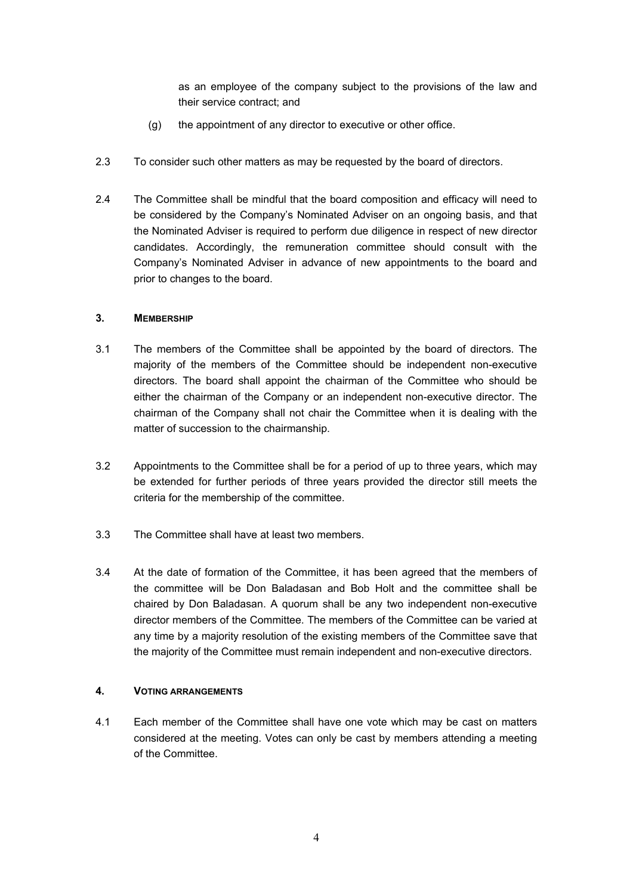as an employee of the company subject to the provisions of the law and their service contract; and

(g) the appointment of any director to executive or other office.

2.3 To consider such other matters as may be requested by the board of directors.

2.4 The Committee shall be mindful that the board composition and efficacy will need to be considered by the Company's Nominated Adviser on an ongoing basis, and that the Nominated Adviser is required to perform due diligence in respect of new director candidates. Accordingly, the remuneration committee should consult with the Company's Nominated Adviser in advance of new appointments to the board and prior to changes to the board.

## 3. MEMBERSHIP

3.1 The members of the Committee shall be appointed by the board of directors. The majority of the members of the Committee should be independent non-executive directors. The board shall appoint the chairman of the Committee who should be either the chairman of the Company or an independent non-executive director. The chairman of the Company shall not chair the Committee when it is dealing with the matter of succession to the chairmanship.

3.2 Appointments to the Committee shall be for a period of up to three years, which may be extended for further periods of three years provided the director still meets the criteria for the membership of the committee.

3.3 The Committee shall have at least two members.

3.4 At the date of formation of the Committee, it has been agreed that the members of the committee will be Don Baladasan and Bob Holt and the committee shall be chaired by Don Baladasan. A quorum shall be any two independent non-executive director members of the Committee. The members of the Committee can be varied at any time by a majority resolution of the existing members of the Committee save that the majority of the Committee must remain independent and non-executive directors.

## 4. VOTING ARRANGEMENTS

4.1 Each member of the Committee shall have one vote which may be cast on matters considered at the meeting. Votes can only be cast by members attending a meeting of the Committee.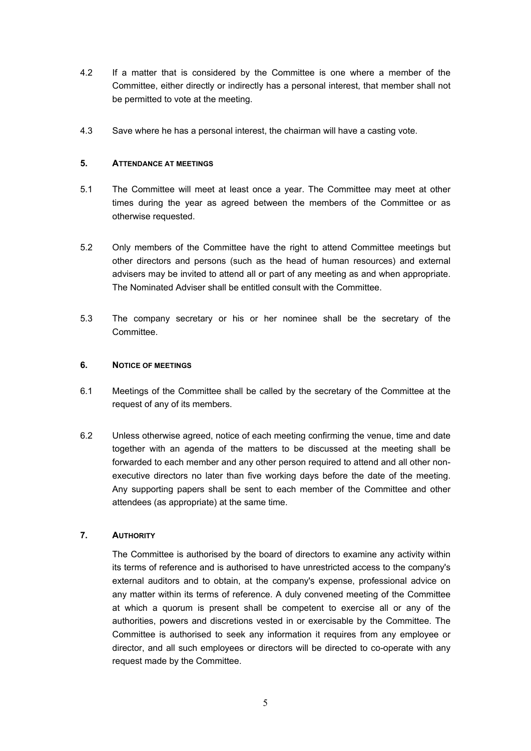4.2 If a matter that is considered by the Committee is one where a member of the Committee, either directly or indirectly has a personal interest, that member shall not be permitted to vote at the meeting.

4.3 Save where he has a personal interest, the chairman will have a casting vote.

## 5. ATTENDANCE AT MEETINGS

5.1 The Committee will meet at least once a year. The Committee may meet at other times during the year as agreed between the members of the Committee or as otherwise requested.

5.2 Only members of the Committee have the right to attend Committee meetings but other directors and persons (such as the head of human resources) and external advisers may be invited to attend all or part of any meeting as and when appropriate. The Nominated Adviser shall be entitled consult with the Committee.

5.3 The company secretary or his or her nominee shall be the secretary of the Committee.

## 6. NOTICE OF MEETINGS

6.1 Meetings of the Committee shall be called by the secretary of the Committee at the request of any of its members.

6.2 Unless otherwise agreed, notice of each meeting confirming the venue, time and date together with an agenda of the matters to be discussed at the meeting shall be forwarded to each member and any other person required to attend and all other non-executive directors no later than five working days before the date of the meeting. Any supporting papers shall be sent to each member of the Committee and other attendees (as appropriate) at the same time.

## 7. AUTHORITY

The Committee is authorised by the board of directors to examine any activity within its terms of reference and is authorised to have unrestricted access to the company's external auditors and to obtain, at the company's expense, professional advice on any matter within its terms of reference. A duly convened meeting of the Committee at which a quorum is present shall be competent to exercise all or any of the authorities, powers and discretions vested in or exercisable by the Committee. The Committee is authorised to seek any information it requires from any employee or director, and all such employees or directors will be directed to co-operate with any request made by the Committee.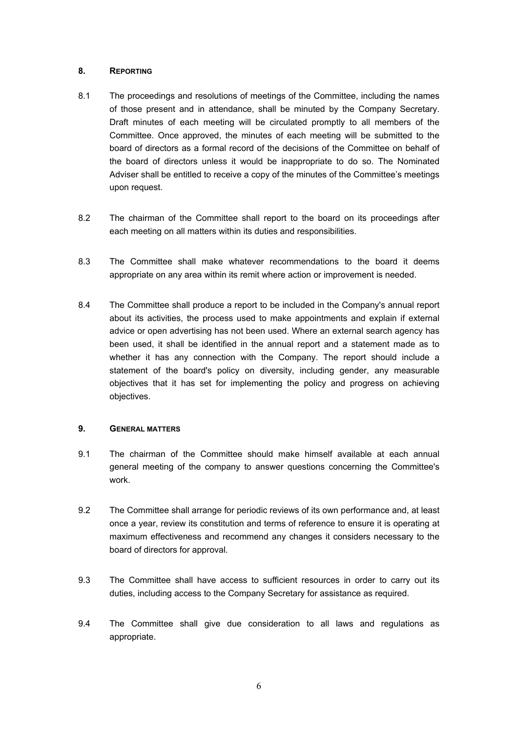## 8. REPORTING

8.1 The proceedings and resolutions of meetings of the Committee, including the names of those present and in attendance, shall be minuted by the Company Secretary. Draft minutes of each meeting will be circulated promptly to all members of the Committee. Once approved, the minutes of each meeting will be submitted to the board of directors as a formal record of the decisions of the Committee on behalf of the board of directors unless it would be inappropriate to do so. The Nominated Adviser shall be entitled to receive a copy of the minutes of the Committee's meetings upon request.

8.2 The chairman of the Committee shall report to the board on its proceedings after each meeting on all matters within its duties and responsibilities.

8.3 The Committee shall make whatever recommendations to the board it deems appropriate on any area within its remit where action or improvement is needed.

8.4 The Committee shall produce a report to be included in the Company's annual report about its activities, the process used to make appointments and explain if external advice or open advertising has not been used. Where an external search agency has been used, it shall be identified in the annual report and a statement made as to whether it has any connection with the Company. The report should include a statement of the board's policy on diversity, including gender, any measurable objectives that it has set for implementing the policy and progress on achieving objectives.

## 9. GENERAL MATTERS

9.1 The chairman of the Committee should make himself available at each annual general meeting of the company to answer questions concerning the Committee's work.

9.2 The Committee shall arrange for periodic reviews of its own performance and, at least once a year, review its constitution and terms of reference to ensure it is operating at maximum effectiveness and recommend any changes it considers necessary to the board of directors for approval.

9.3 The Committee shall have access to sufficient resources in order to carry out its duties, including access to the Company Secretary for assistance as required.

9.4 The Committee shall give due consideration to all laws and regulations as appropriate.